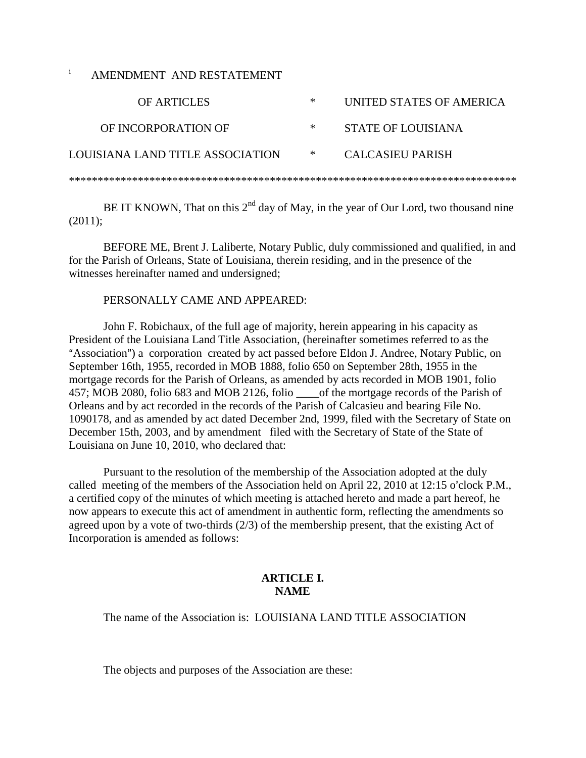[i] AMENDMENT AND RESTATEMENT

| OF ARTICLES | * | UNITED STATES OF AMERICA |
|---|---|---|
| OF INCORPORATION OF | * | STATE OF LOUISIANA |
| LOUISIANA LAND TITLE ASSOCIATION | * | CALCASIEU PARISH |

*******************************************************************************

BE IT KNOWN, That on this 2nd day of May, in the year of Our Lord, two thousand nine (2011);

BEFORE ME, Brent J. Laliberte, Notary Public, duly commissioned and qualified, in and for the Parish of Orleans, State of Louisiana, therein residing, and in the presence of the witnesses hereinafter named and undersigned;

PERSONALLY CAME AND APPEARED:

John F. Robichaux, of the full age of majority, herein appearing in his capacity as President of the Louisiana Land Title Association, (hereinafter sometimes referred to as the "Association") a corporation created by act passed before Eldon J. Andree, Notary Public, on September 16th, 1955, recorded in MOB 1888, folio 650 on September 28th, 1955 in the mortgage records for the Parish of Orleans, as amended by acts recorded in MOB 1901, folio 457; MOB 2080, folio 683 and MOB 2126, folio ____of the mortgage records of the Parish of Orleans and by act recorded in the records of the Parish of Calcasieu and bearing File No. 1090178, and as amended by act dated December 2nd, 1999, filed with the Secretary of State on December 15th, 2003, and by amendment filed with the Secretary of State of the State of Louisiana on June 10, 2010, who declared that:

Pursuant to the resolution of the membership of the Association adopted at the duly called meeting of the members of the Association held on April 22, 2010 at 12:15 o'clock P.M., a certified copy of the minutes of which meeting is attached hereto and made a part hereof, he now appears to execute this act of amendment in authentic form, reflecting the amendments so agreed upon by a vote of two-thirds (2/3) of the membership present, that the existing Act of Incorporation is amended as follows:

## ARTICLE I.
## NAME

The name of the Association is: LOUISIANA LAND TITLE ASSOCIATION

The objects and purposes of the Association are these: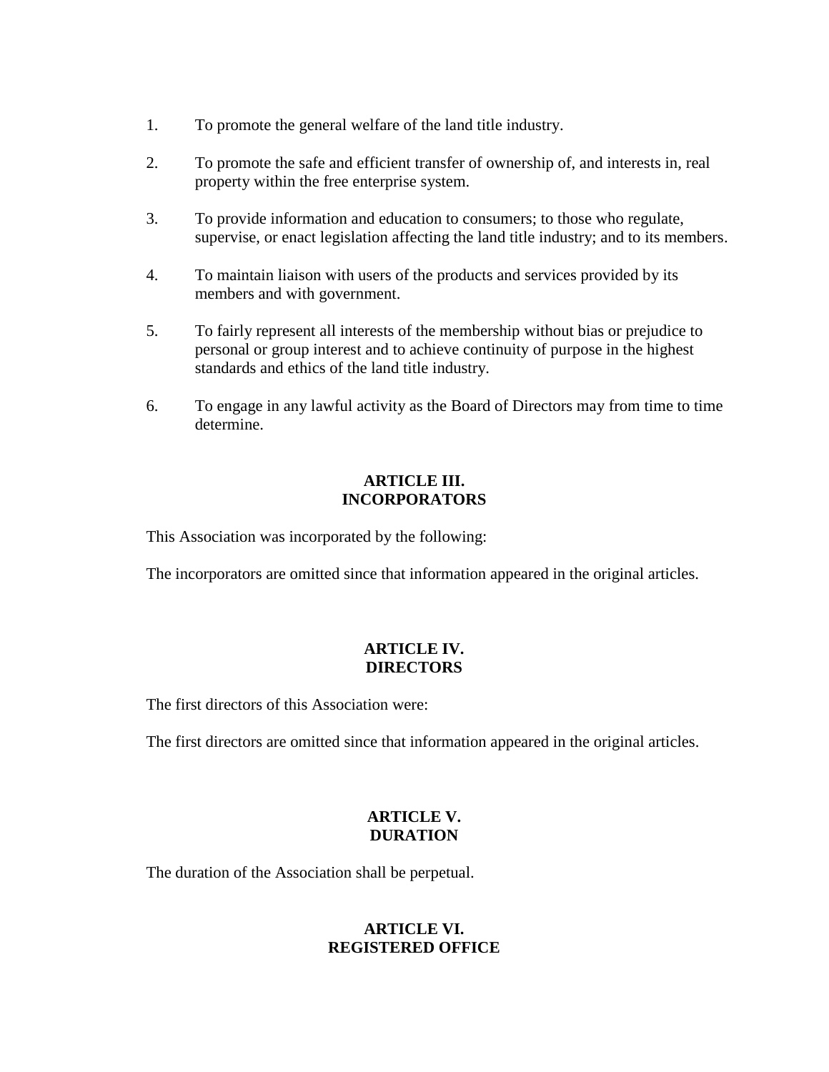1. To promote the general welfare of the land title industry.

2. To promote the safe and efficient transfer of ownership of, and interests in, real property within the free enterprise system.

3. To provide information and education to consumers; to those who regulate, supervise, or enact legislation affecting the land title industry; and to its members.

4. To maintain liaison with users of the products and services provided by its members and with government.

5. To fairly represent all interests of the membership without bias or prejudice to personal or group interest and to achieve continuity of purpose in the highest standards and ethics of the land title industry.

6. To engage in any lawful activity as the Board of Directors may from time to time determine.

## ARTICLE III. INCORPORATORS

This Association was incorporated by the following:

The incorporators are omitted since that information appeared in the original articles.

## ARTICLE IV. DIRECTORS

The first directors of this Association were:

The first directors are omitted since that information appeared in the original articles.

## ARTICLE V. DURATION

The duration of the Association shall be perpetual.

## ARTICLE VI. REGISTERED OFFICE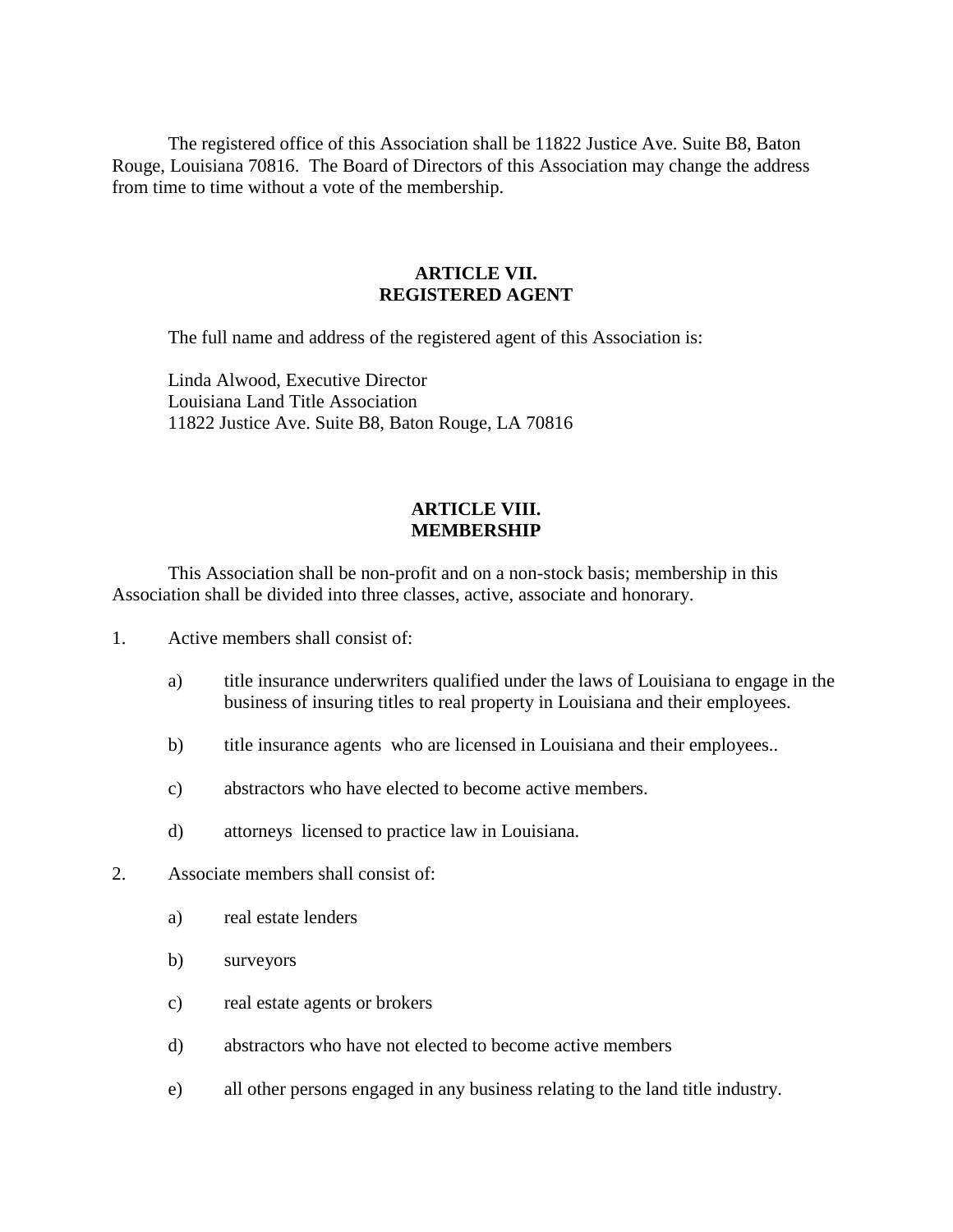The registered office of this Association shall be 11822 Justice Ave. Suite B8, Baton Rouge, Louisiana 70816. The Board of Directors of this Association may change the address from time to time without a vote of the membership.

## ARTICLE VII.
## REGISTERED AGENT

The full name and address of the registered agent of this Association is:

Linda Alwood, Executive Director
Louisiana Land Title Association
11822 Justice Ave. Suite B8, Baton Rouge, LA 70816

## ARTICLE VIII.
## MEMBERSHIP

This Association shall be non-profit and on a non-stock basis; membership in this Association shall be divided into three classes, active, associate and honorary.

1. Active members shall consist of:

   a) title insurance underwriters qualified under the laws of Louisiana to engage in the business of insuring titles to real property in Louisiana and their employees.

   b) title insurance agents who are licensed in Louisiana and their employees..

   c) abstractors who have elected to become active members.

   d) attorneys licensed to practice law in Louisiana.

2. Associate members shall consist of:

   a) real estate lenders

   b) surveyors

   c) real estate agents or brokers

   d) abstractors who have not elected to become active members

   e) all other persons engaged in any business relating to the land title industry.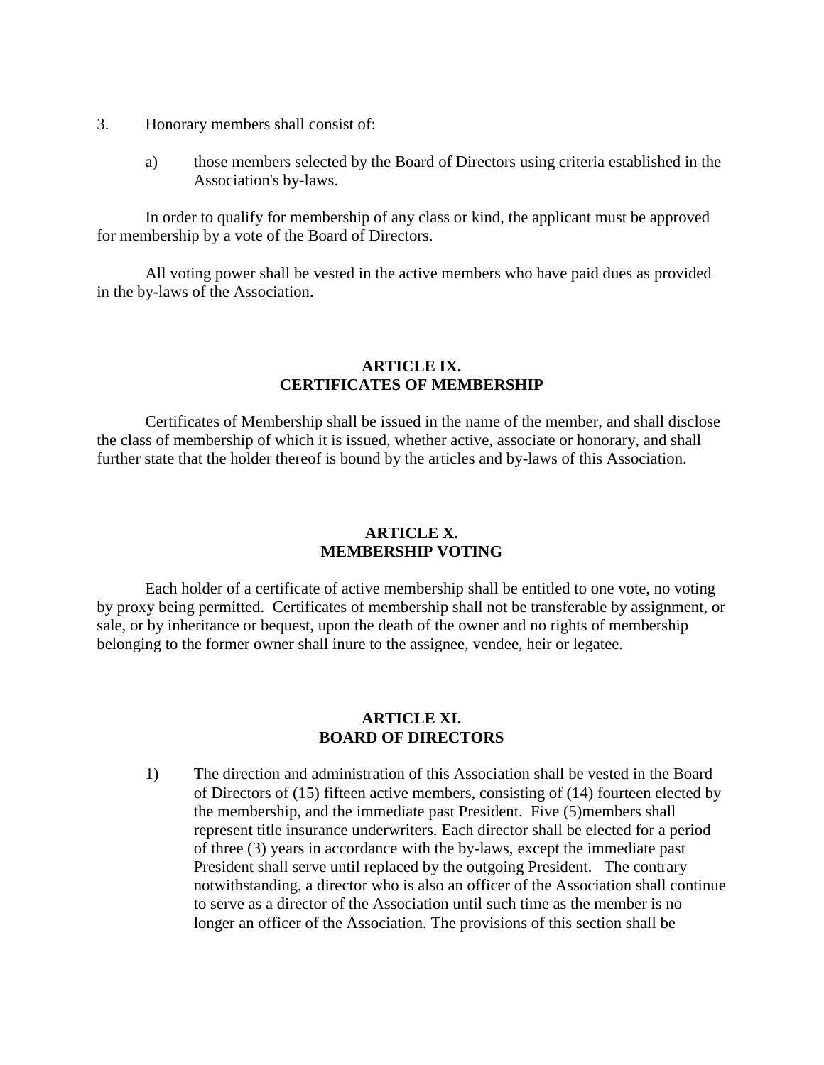3. Honorary members shall consist of:

   a) those members selected by the Board of Directors using criteria established in the Association's by-laws.

In order to qualify for membership of any class or kind, the applicant must be approved for membership by a vote of the Board of Directors.

All voting power shall be vested in the active members who have paid dues as provided in the by-laws of the Association.

## ARTICLE IX.
## CERTIFICATES OF MEMBERSHIP

Certificates of Membership shall be issued in the name of the member, and shall disclose the class of membership of which it is issued, whether active, associate or honorary, and shall further state that the holder thereof is bound by the articles and by-laws of this Association.

## ARTICLE X.
## MEMBERSHIP VOTING

Each holder of a certificate of active membership shall be entitled to one vote, no voting by proxy being permitted. Certificates of membership shall not be transferable by assignment, or sale, or by inheritance or bequest, upon the death of the owner and no rights of membership belonging to the former owner shall inure to the assignee, vendee, heir or legatee.

## ARTICLE XI.
## BOARD OF DIRECTORS

1) The direction and administration of this Association shall be vested in the Board of Directors of (15) fifteen active members, consisting of (14) fourteen elected by the membership, and the immediate past President. Five (5)members shall represent title insurance underwriters. Each director shall be elected for a period of three (3) years in accordance with the by-laws, except the immediate past President shall serve until replaced by the outgoing President. The contrary notwithstanding, a director who is also an officer of the Association shall continue to serve as a director of the Association until such time as the member is no longer an officer of the Association. The provisions of this section shall be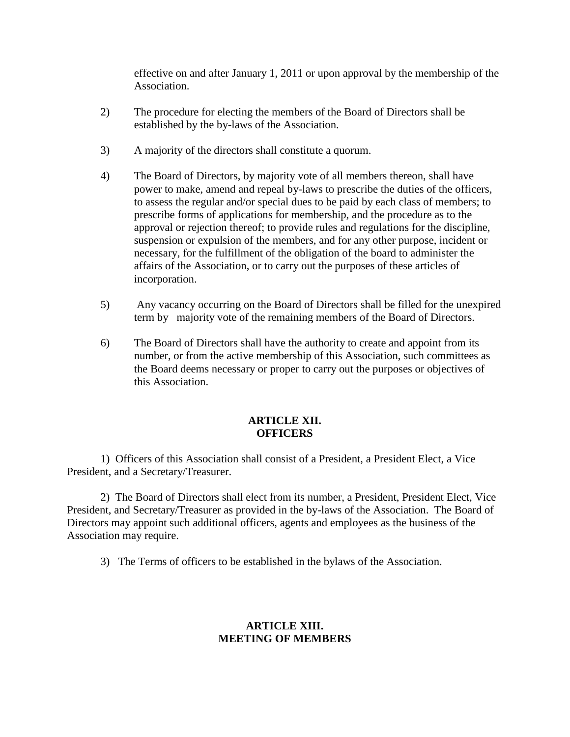effective on and after January 1, 2011 or upon approval by the membership of the Association.

2) The procedure for electing the members of the Board of Directors shall be established by the by-laws of the Association.

3) A majority of the directors shall constitute a quorum.

4) The Board of Directors, by majority vote of all members thereon, shall have power to make, amend and repeal by-laws to prescribe the duties of the officers, to assess the regular and/or special dues to be paid by each class of members; to prescribe forms of applications for membership, and the procedure as to the approval or rejection thereof; to provide rules and regulations for the discipline, suspension or expulsion of the members, and for any other purpose, incident or necessary, for the fulfillment of the obligation of the board to administer the affairs of the Association, or to carry out the purposes of these articles of incorporation.

5) Any vacancy occurring on the Board of Directors shall be filled for the unexpired term by majority vote of the remaining members of the Board of Directors.

6) The Board of Directors shall have the authority to create and appoint from its number, or from the active membership of this Association, such committees as the Board deems necessary or proper to carry out the purposes or objectives of this Association.

## ARTICLE XII. OFFICERS

1) Officers of this Association shall consist of a President, a President Elect, a Vice President, and a Secretary/Treasurer.

2) The Board of Directors shall elect from its number, a President, President Elect, Vice President, and Secretary/Treasurer as provided in the by-laws of the Association. The Board of Directors may appoint such additional officers, agents and employees as the business of the Association may require.

3) The Terms of officers to be established in the bylaws of the Association.

## ARTICLE XIII. MEETING OF MEMBERS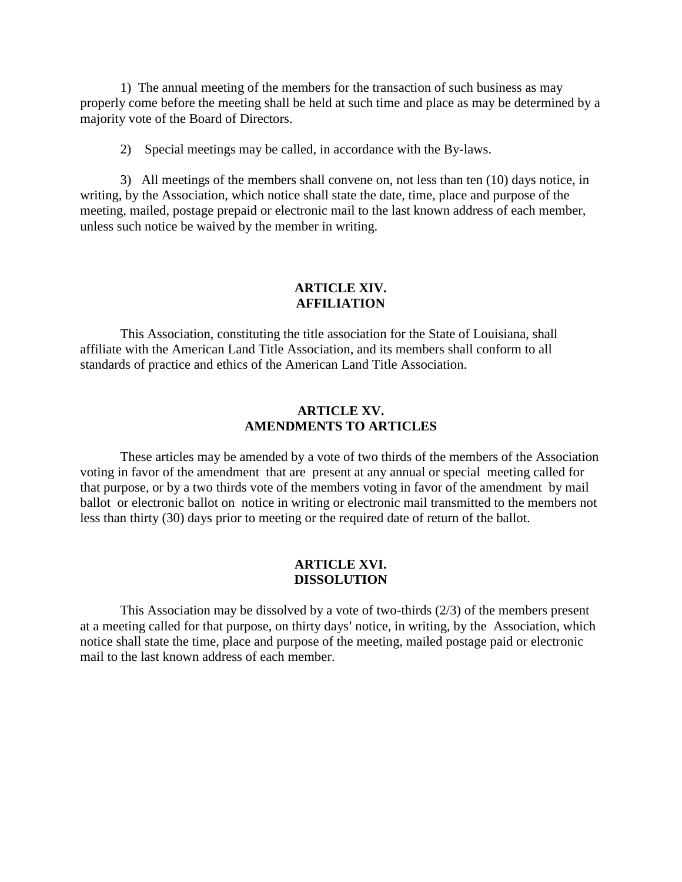1) The annual meeting of the members for the transaction of such business as may properly come before the meeting shall be held at such time and place as may be determined by a majority vote of the Board of Directors.

2) Special meetings may be called, in accordance with the By-laws.

3) All meetings of the members shall convene on, not less than ten (10) days notice, in writing, by the Association, which notice shall state the date, time, place and purpose of the meeting, mailed, postage prepaid or electronic mail to the last known address of each member, unless such notice be waived by the member in writing.

## ARTICLE XIV.
## AFFILIATION

This Association, constituting the title association for the State of Louisiana, shall affiliate with the American Land Title Association, and its members shall conform to all standards of practice and ethics of the American Land Title Association.

## ARTICLE XV.
## AMENDMENTS TO ARTICLES

These articles may be amended by a vote of two thirds of the members of the Association voting in favor of the amendment that are present at any annual or special meeting called for that purpose, or by a two thirds vote of the members voting in favor of the amendment by mail ballot or electronic ballot on notice in writing or electronic mail transmitted to the members not less than thirty (30) days prior to meeting or the required date of return of the ballot.

## ARTICLE XVI.
## DISSOLUTION

This Association may be dissolved by a vote of two-thirds (2/3) of the members present at a meeting called for that purpose, on thirty days' notice, in writing, by the Association, which notice shall state the time, place and purpose of the meeting, mailed postage paid or electronic mail to the last known address of each member.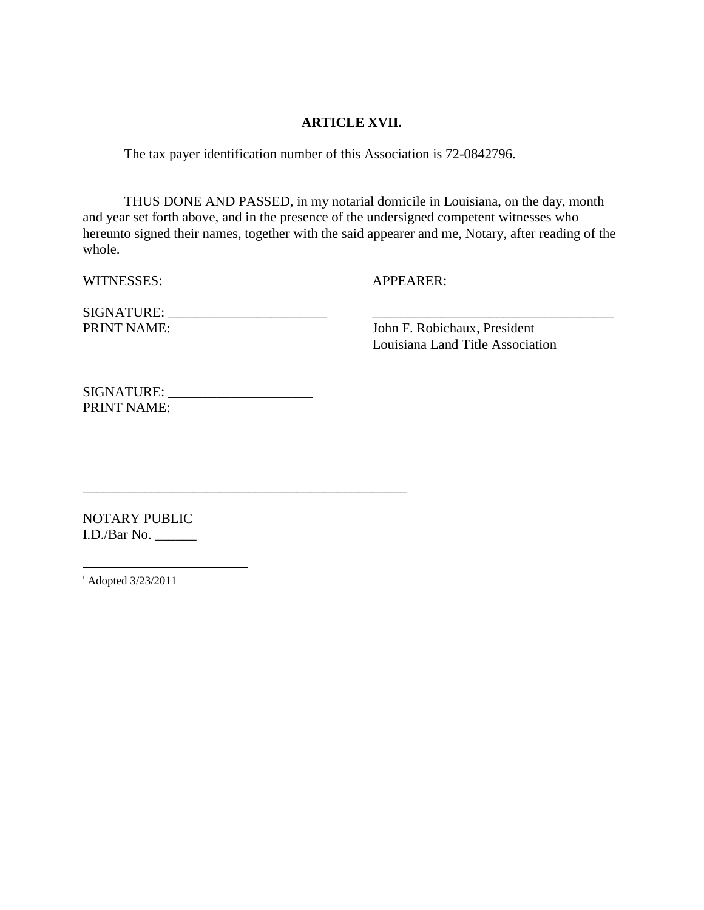**ARTICLE XVII.**

The tax payer identification number of this Association is 72-0842796.

THUS DONE AND PASSED, in my notarial domicile in Louisiana, on the day, month and year set forth above, and in the presence of the undersigned competent witnesses who hereunto signed their names, together with the said appearer and me, Notary, after reading of the whole.

WITNESSES:

SIGNATURE: _______________________
PRINT NAME:

SIGNATURE: _____________________
PRINT NAME:

APPEARER:

____________________________________
John F. Robichaux, President
Louisiana Land Title Association

________________________________________________

NOTARY PUBLIC
I.D./Bar No. ______

[i] Adopted 3/23/2011